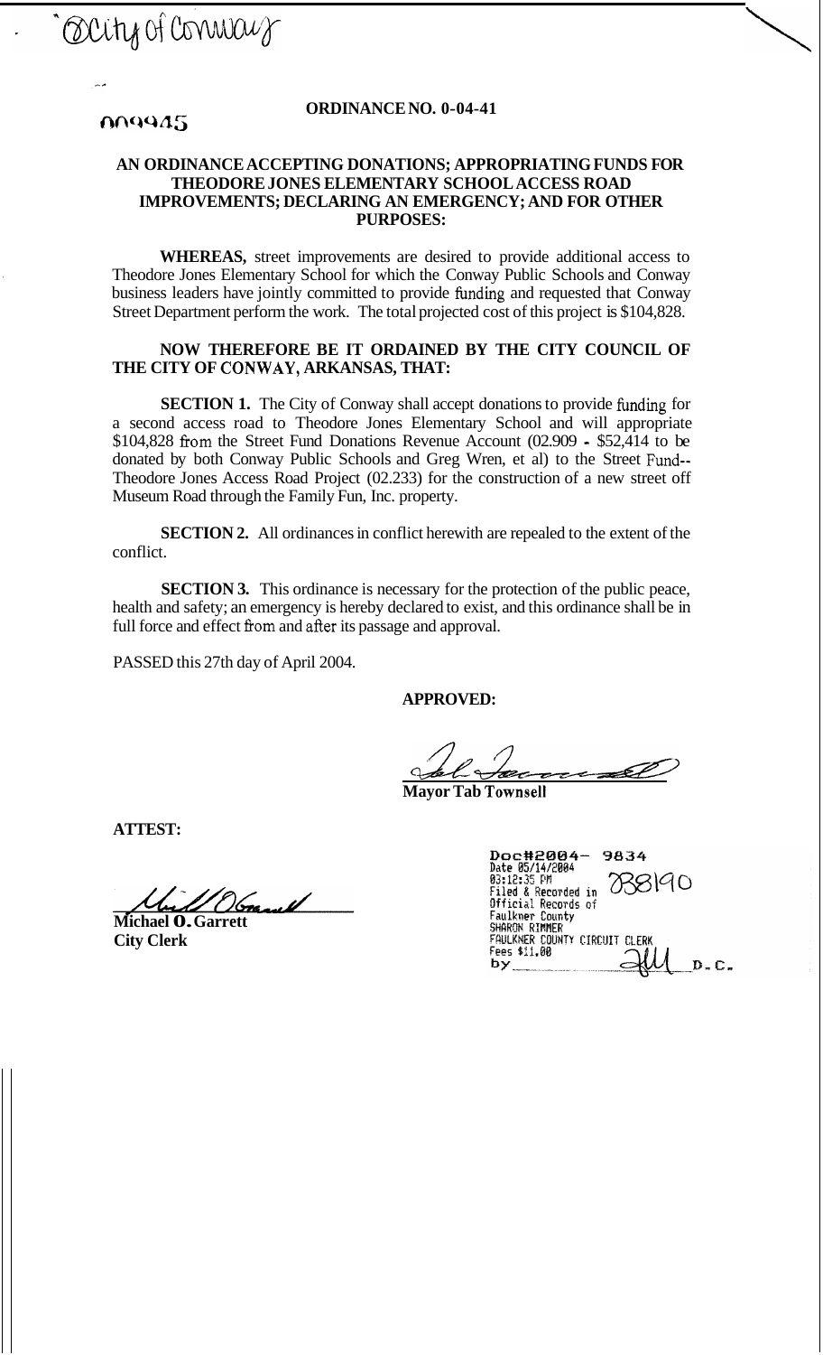City of Conway

009945

**ORDINANCE NO. 0-04-41**

**AN ORDINANCE ACCEPTING DONATIONS; APPROPRIATING FUNDS FOR THEODORE JONES ELEMENTARY SCHOOL ACCESS ROAD IMPROVEMENTS; DECLARING AN EMERGENCY; AND FOR OTHER PURPOSES:**

**WHEREAS,** street improvements are desired to provide additional access to Theodore Jones Elementary School for which the Conway Public Schools and Conway business leaders have jointly committed to provide funding and requested that Conway Street Department perform the work. The total projected cost of this project is $104,828.

**NOW THEREFORE BE IT ORDAINED BY THE CITY COUNCIL OF THE CITY OF CONWAY, ARKANSAS, THAT:**

**SECTION 1.** The City of Conway shall accept donations to provide funding for a second access road to Theodore Jones Elementary School and will appropriate $104,828 from the Street Fund Donations Revenue Account (02.909 - $52,414 to be donated by both Conway Public Schools and Greg Wren, et al) to the Street Fund-- Theodore Jones Access Road Project (02.233) for the construction of a new street off Museum Road through the Family Fun, Inc. property.

**SECTION 2.** All ordinances in conflict herewith are repealed to the extent of the conflict.

**SECTION 3.** This ordinance is necessary for the protection of the public peace, health and safety; an emergency is hereby declared to exist, and this ordinance shall be in full force and effect from and after its passage and approval.

PASSED this 27th day of April 2004.

**APPROVED:**

**Mayor Tab Townsell**

**ATTEST:**

**Michael O. Garrett**
**City Clerk**

Doc#2004- 9834
Date 05/14/2004
03:12:35 PM
Filed & Recorded in
Official Records of
Faulkner County
SHARON RIMMER
FAULKNER COUNTY CIRCUIT CLERK
Fees $11.00
by ______ D.C.

738190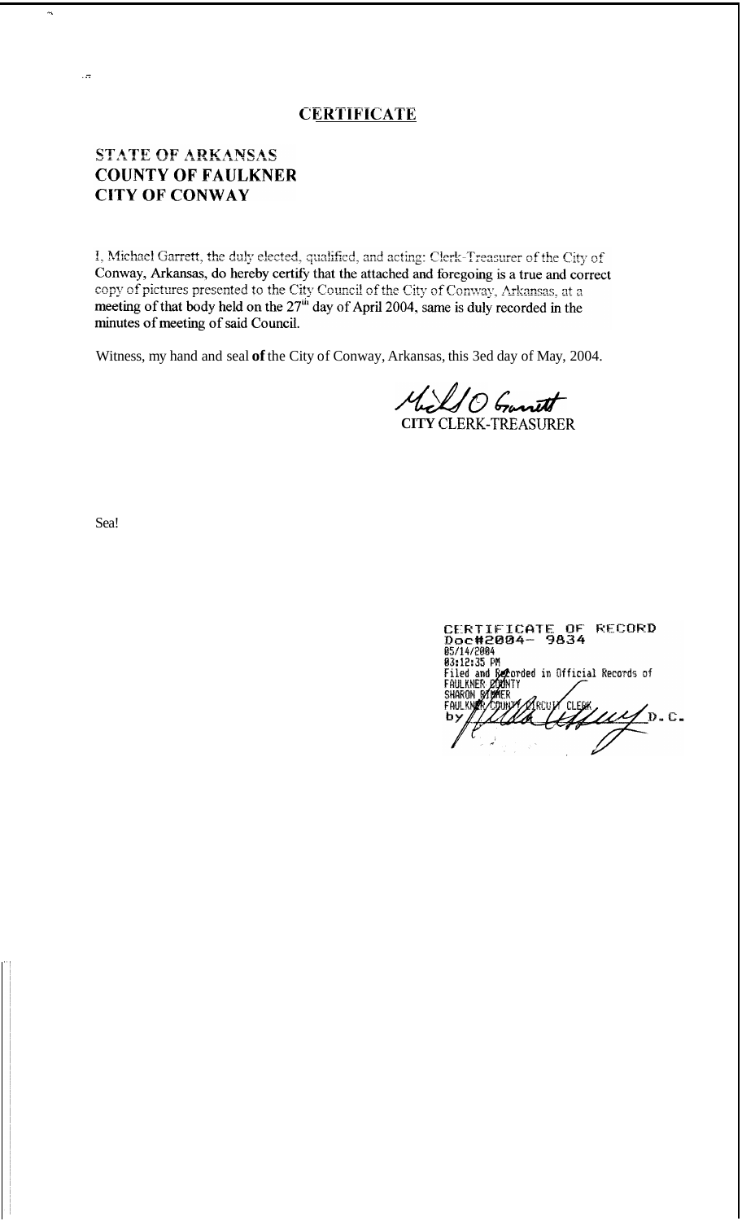# CERTIFICATE

**STATE OF ARKANSAS**
**COUNTY OF FAULKNER**
**CITY OF CONWAY**

I, Michael Garrett, the duly elected, qualified, and acting: Clerk-Treasurer of the City of Conway, Arkansas, do hereby certify that the attached and foregoing is a true and correct copy of pictures presented to the City Council of the City of Conway, Arkansas, at a meeting of that body held on the 27th day of April 2004, same is duly recorded in the minutes of meeting of said Council.

Witness, my hand and seal **of** the City of Conway, Arkansas, this 3ed day of May, 2004.

Michael O Garrett
**CITY** CLERK-TREASURER

Sea!

CERTIFICATE OF RECORD
Doc#2004- 9834
05/14/2004
03:12:35 PM
Filed and Recorded in Official Records of
FAULKNER COUNTY
SHARON RIMMER
FAULKNER COUNTY CIRCUIT CLERK
by ________ D.C.